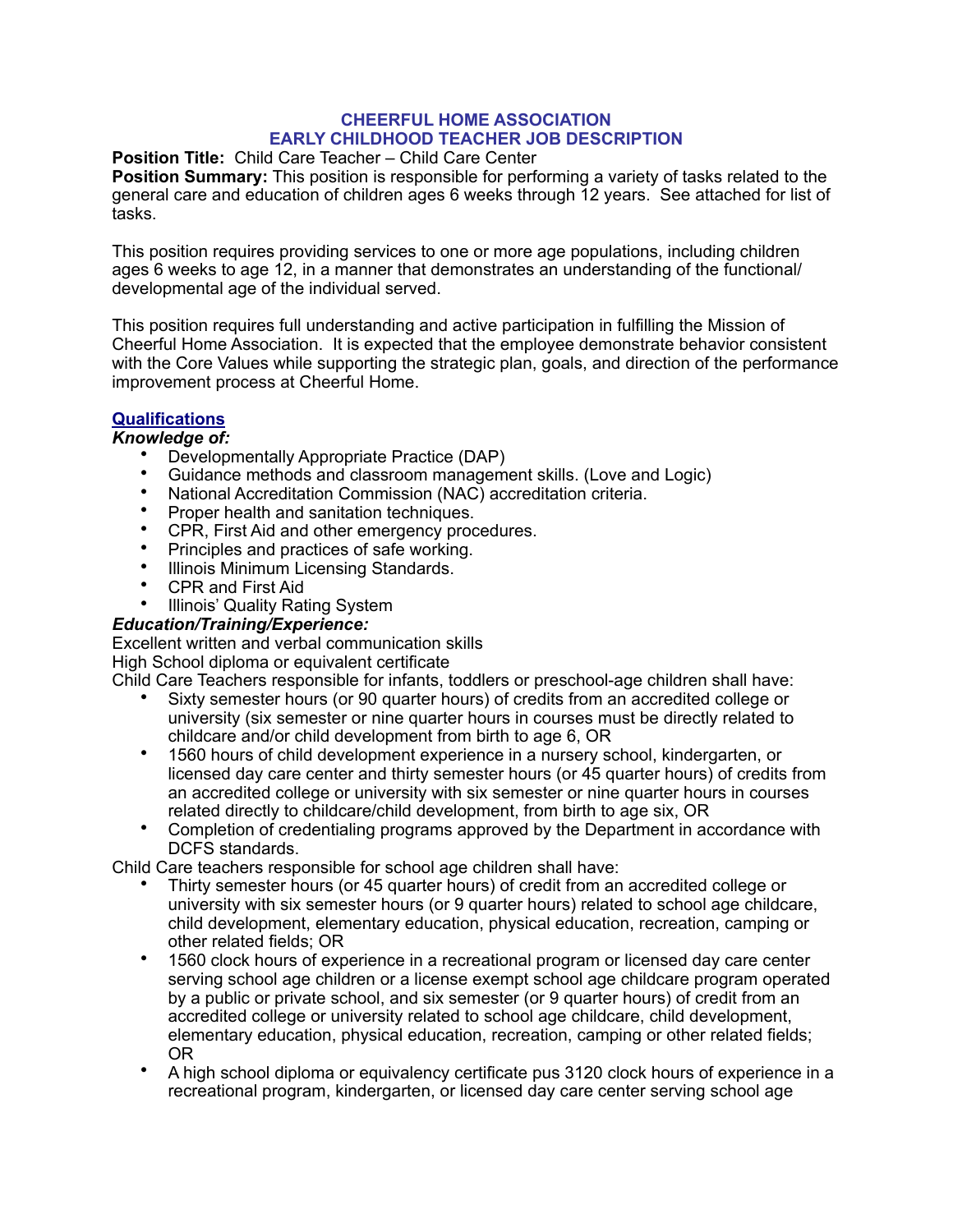# CHEERFUL HOME ASSOCIATION
# EARLY CHILDHOOD TEACHER JOB DESCRIPTION

**Position Title:** Child Care Teacher – Child Care Center
**Position Summary:** This position is responsible for performing a variety of tasks related to the general care and education of children ages 6 weeks through 12 years. See attached for list of tasks.

This position requires providing services to one or more age populations, including children ages 6 weeks to age 12, in a manner that demonstrates an understanding of the functional/developmental age of the individual served.

This position requires full understanding and active participation in fulfilling the Mission of Cheerful Home Association. It is expected that the employee demonstrate behavior consistent with the Core Values while supporting the strategic plan, goals, and direction of the performance improvement process at Cheerful Home.

## Qualifications

***Knowledge of:***

- Developmentally Appropriate Practice (DAP)
- Guidance methods and classroom management skills. (Love and Logic)
- National Accreditation Commission (NAC) accreditation criteria.
- Proper health and sanitation techniques.
- CPR, First Aid and other emergency procedures.
- Principles and practices of safe working.
- Illinois Minimum Licensing Standards.
- CPR and First Aid
- Illinois' Quality Rating System

***Education/Training/Experience:***

Excellent written and verbal communication skills
High School diploma or equivalent certificate
Child Care Teachers responsible for infants, toddlers or preschool-age children shall have:

- Sixty semester hours (or 90 quarter hours) of credits from an accredited college or university (six semester or nine quarter hours in courses must be directly related to childcare and/or child development from birth to age 6, OR
- 1560 hours of child development experience in a nursery school, kindergarten, or licensed day care center and thirty semester hours (or 45 quarter hours) of credits from an accredited college or university with six semester or nine quarter hours in courses related directly to childcare/child development, from birth to age six, OR
- Completion of credentialing programs approved by the Department in accordance with DCFS standards.

Child Care teachers responsible for school age children shall have:

- Thirty semester hours (or 45 quarter hours) of credit from an accredited college or university with six semester hours (or 9 quarter hours) related to school age childcare, child development, elementary education, physical education, recreation, camping or other related fields; OR
- 1560 clock hours of experience in a recreational program or licensed day care center serving school age children or a license exempt school age childcare program operated by a public or private school, and six semester (or 9 quarter hours) of credit from an accredited college or university related to school age childcare, child development, elementary education, physical education, recreation, camping or other related fields; OR
- A high school diploma or equivalency certificate pus 3120 clock hours of experience in a recreational program, kindergarten, or licensed day care center serving school age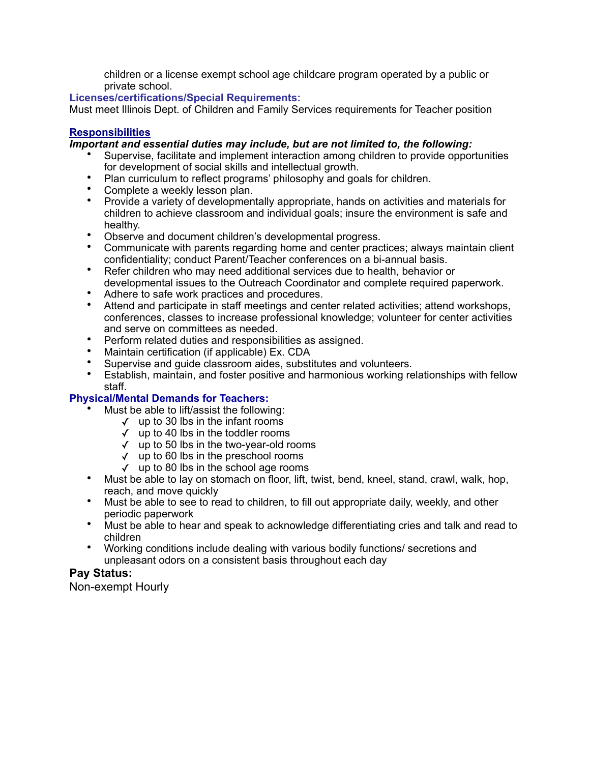children or a license exempt school age childcare program operated by a public or private school.

**Licenses/certifications/Special Requirements:**

Must meet Illinois Dept. of Children and Family Services requirements for Teacher position

## Responsibilities

***Important and essential duties may include, but are not limited to, the following:***

- Supervise, facilitate and implement interaction among children to provide opportunities for development of social skills and intellectual growth.
- Plan curriculum to reflect programs' philosophy and goals for children.
- Complete a weekly lesson plan.
- Provide a variety of developmentally appropriate, hands on activities and materials for children to achieve classroom and individual goals; insure the environment is safe and healthy.
- Observe and document children's developmental progress.
- Communicate with parents regarding home and center practices; always maintain client confidentiality; conduct Parent/Teacher conferences on a bi-annual basis.
- Refer children who may need additional services due to health, behavior or developmental issues to the Outreach Coordinator and complete required paperwork.
- Adhere to safe work practices and procedures.
- Attend and participate in staff meetings and center related activities; attend workshops, conferences, classes to increase professional knowledge; volunteer for center activities and serve on committees as needed.
- Perform related duties and responsibilities as assigned.
- Maintain certification (if applicable) Ex. CDA
- Supervise and guide classroom aides, substitutes and volunteers.
- Establish, maintain, and foster positive and harmonious working relationships with fellow staff.

**Physical/Mental Demands for Teachers:**

- Must be able to lift/assist the following:
  - ✓ up to 30 lbs in the infant rooms
  - ✓ up to 40 lbs in the toddler rooms
  - ✓ up to 50 lbs in the two-year-old rooms
  - ✓ up to 60 lbs in the preschool rooms
  - ✓ up to 80 lbs in the school age rooms
- Must be able to lay on stomach on floor, lift, twist, bend, kneel, stand, crawl, walk, hop, reach, and move quickly
- Must be able to see to read to children, to fill out appropriate daily, weekly, and other periodic paperwork
- Must be able to hear and speak to acknowledge differentiating cries and talk and read to children
- Working conditions include dealing with various bodily functions/ secretions and unpleasant odors on a consistent basis throughout each day

**Pay Status:**

Non-exempt Hourly